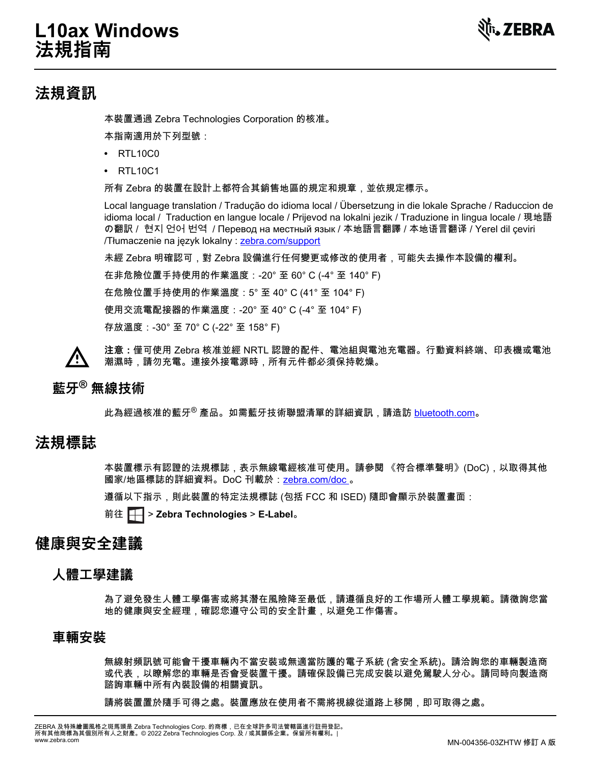# L10ax Windows 法規指南

## 法規資訊

本裝置通過 Zebra Technologies Corporation 的核准。

本指南適用於下列型號：

- RTL10C0
- RTL10C1

所有 Zebra 的裝置在設計上都符合其銷售地區的規定和規章，並依規定標示。

Local language translation / Tradução do idioma local / Übersetzung in die lokale Sprache / Raduccion de idioma local / Traduction en langue locale / Prijevod na lokalni jezik / Traduzione in lingua locale / 現地語の翻訳 / 현지 언어 번역 / Перевод на местный язык / 本地語言翻譯 / 本地语言翻译 / Yerel dil çeviri /Tłumaczenie na język lokalny : zebra.com/support

未經 Zebra 明確認可，對 Zebra 設備進行任何變更或修改的使用者，可能失去操作本設備的權利。

在非危險位置手持使用的作業溫度：-20° 至 60° C (-4° 至 140° F)

在危險位置手持使用的作業溫度：5° 至 40° C (41° 至 104° F)

使用交流電配接器的作業溫度：-20° 至 40° C (-4° 至 104° F)

存放溫度：-30° 至 70° C (-22° 至 158° F)

**注意：**僅可使用 Zebra 核准並經 NRTL 認證的配件、電池組與電池充電器。行動資料終端、印表機或電池潮濕時，請勿充電。連接外接電源時，所有元件都必須保持乾燥。

### 藍牙® 無線技術

此為經過核准的藍牙® 產品。如需藍牙技術聯盟清單的詳細資訊，請造訪 bluetooth.com。

## 法規標誌

本裝置標示有認證的法規標誌，表示無線電經核准可使用。請參閱 《符合標準聲明》(DoC)，以取得其他國家/地區標誌的詳細資料。DoC 刊載於：zebra.com/doc 。

遵循以下指示，則此裝置的特定法規標誌 (包括 FCC 和 ISED) 隨即會顯示於裝置畫面：

前往 ⊞ > **Zebra Technologies** > **E-Label**。

## 健康與安全建議

### 人體工學建議

為了避免發生人體工學傷害或將其潛在風險降至最低，請遵循良好的工作場所人體工學規範。請徵詢您當地的健康與安全經理，確認您遵守公司的安全計畫，以避免工作傷害。

### 車輛安裝

無線射頻訊號可能會干擾車輛內不當安裝或無適當防護的電子系統 (含安全系統)。請洽詢您的車輛製造商或代表，以瞭解您的車輛是否會受裝置干擾。請確保設備已完成安裝以避免駕駛人分心。請同時向製造商諮詢車輛中所有內裝設備的相關資訊。

請將裝置置於隨手可得之處。裝置應放在使用者不需將視線從道路上移開，即可取得之處。

ZEBRA 及特殊繪圖風格之斑馬頭是 Zebra Technologies Corp. 的商標，已在全球許多司法管轄區進行註冊登記。
所有其他商標為其個別所有人之財產。© 2022 Zebra Technologies Corp. 及 / 或其關係企業。保留所有權利。|
www.zebra.com

MN-004356-03ZHTW 修訂 A 版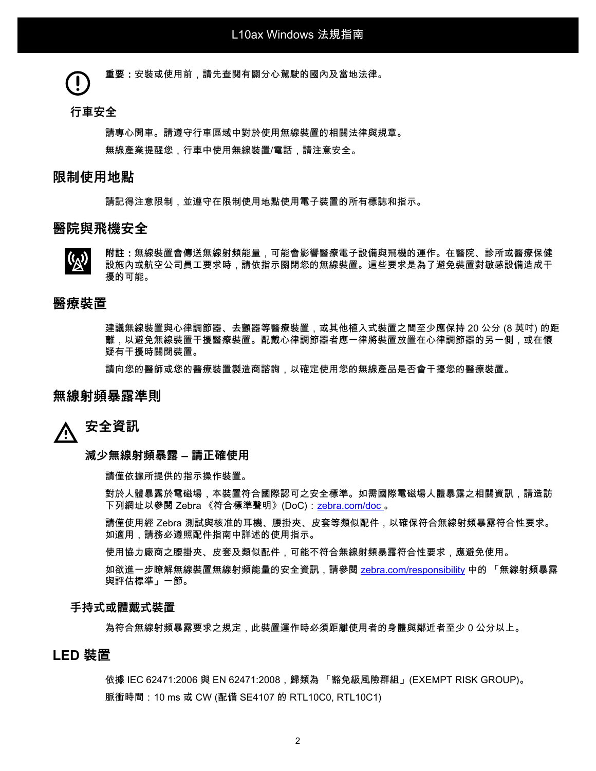**重要：**安裝或使用前，請先查閱有關分心駕駛的國內及當地法律。

### 行車安全

請專心開車。請遵守行車區域中對於使用無線裝置的相關法律與規章。

無線產業提醒您，行車中使用無線裝置/電話，請注意安全。

## 限制使用地點

請記得注意限制，並遵守在限制使用地點使用電子裝置的所有標誌和指示。

## 醫院與飛機安全

**附註：**無線裝置會傳送無線射頻能量，可能會影響醫療電子設備與飛機的運作。在醫院、診所或醫療保健設施內或航空公司員工要求時，請依指示關閉您的無線裝置。這些要求是為了避免裝置對敏感設備造成干擾的可能。

## 醫療裝置

建議無線裝置與心律調節器、去顫器等醫療裝置，或其他植入式裝置之間至少應保持 20 公分 (8 英吋) 的距離，以避免無線裝置干擾醫療裝置。配戴心律調節器者應一律將裝置放置在心律調節器的另一側，或在懷疑有干擾時關閉裝置。

請向您的醫師或您的醫療裝置製造商諮詢，以確定使用您的無線產品是否會干擾您的醫療裝置。

## 無線射頻暴露準則

## 安全資訊

### 減少無線射頻暴露 – 請正確使用

請僅依據所提供的指示操作裝置。

對於人體暴露於電磁場，本裝置符合國際認可之安全標準。如需國際電磁場人體暴露之相關資訊，請造訪下列網址以參閱 Zebra 《符合標準聲明》(DoC)：zebra.com/doc 。

請僅使用經 Zebra 測試與核准的耳機、腰掛夾、皮套等類似配件，以確保符合無線射頻暴露符合性要求。如適用，請務必遵照配件指南中詳述的使用指示。

使用協力廠商之腰掛夾、皮套及類似配件，可能不符合無線射頻暴露符合性要求，應避免使用。

如欲進一步瞭解無線裝置無線射頻能量的安全資訊，請參閱 zebra.com/responsibility 中的 「無線射頻暴露與評估標準」一節。

### 手持式或體戴式裝置

為符合無線射頻暴露要求之規定，此裝置運作時必須距離使用者的身體與鄰近者至少 0 公分以上。

## LED 裝置

依據 IEC 62471:2006 與 EN 62471:2008，歸類為 「豁免級風險群組」(EXEMPT RISK GROUP)。

脈衝時間：10 ms 或 CW (配備 SE4107 的 RTL10C0, RTL10C1)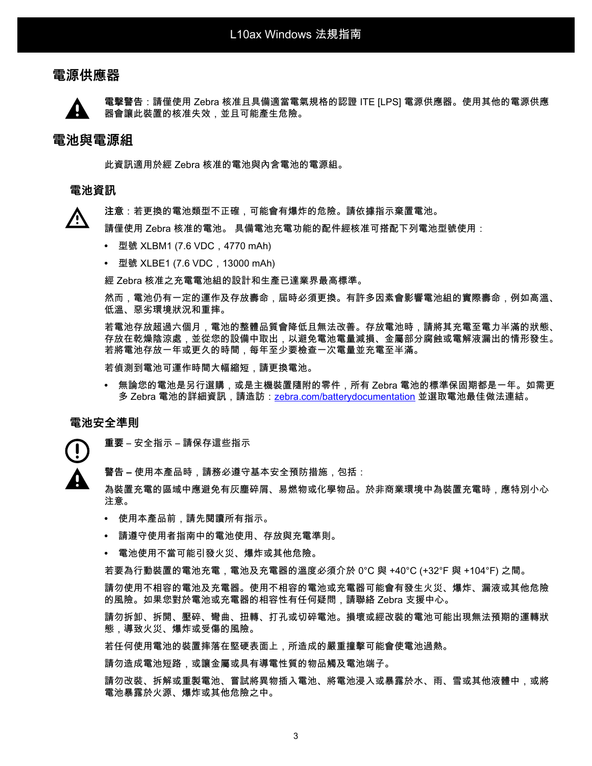## 電源供應器

**電擊警告**：請僅使用 Zebra 核准且具備適當電氣規格的認證 ITE [LPS] 電源供應器。使用其他的電源供應器會讓此裝置的核准失效，並且可能產生危險。

## 電池與電源組

此資訊適用於經 Zebra 核准的電池與內含電池的電源組。

### 電池資訊

**注意**：若更換的電池類型不正確，可能會有爆炸的危險。請依據指示棄置電池。

請僅使用 Zebra 核准的電池。 具備電池充電功能的配件經核准可搭配下列電池型號使用：

- 型號 XLBM1 (7.6 VDC，4770 mAh)
- 型號 XLBE1 (7.6 VDC，13000 mAh)

經 Zebra 核准之充電電池組的設計和生產已達業界最高標準。

然而，電池仍有一定的運作及存放壽命，屆時必須更換。有許多因素會影響電池組的實際壽命，例如高溫、低溫、惡劣環境狀況和重摔。

若電池存放超過六個月，電池的整體品質會降低且無法改善。存放電池時，請將其充電至電力半滿的狀態、存放在乾燥陰涼處，並從您的設備中取出，以避免電池電量減損、金屬部分腐蝕或電解液漏出的情形發生。若將電池存放一年或更久的時間，每年至少要檢查一次電量並充電至半滿。

若偵測到電池可運作時間大幅縮短，請更換電池。

- 無論您的電池是另行選購，或是主機裝置隨附的零件，所有 Zebra 電池的標準保固期都是一年。如需更多 Zebra 電池的詳細資訊，請造訪：zebra.com/batterydocumentation 並選取電池最佳做法連結。

### 電池安全準則

**重要** – 安全指示 – 請保存這些指示

**警告** – 使用本產品時，請務必遵守基本安全預防措施，包括：

為裝置充電的區域中應避免有灰塵碎屑、易燃物或化學物品。於非商業環境中為裝置充電時，應特別小心注意。

- 使用本產品前，請先閱讀所有指示。
- 請遵守使用者指南中的電池使用、存放與充電準則。
- 電池使用不當可能引發火災、爆炸或其他危險。

若要為行動裝置的電池充電，電池及充電器的溫度必須介於 0°C 與 +40°C (+32°F 與 +104°F) 之間。

請勿使用不相容的電池及充電器。使用不相容的電池或充電器可能會有發生火災、爆炸、漏液或其他危險的風險。如果您對於電池或充電器的相容性有任何疑問，請聯絡 Zebra 支援中心。

請勿拆卸、拆開、壓碎、彎曲、扭轉、打孔或切碎電池。損壞或經改裝的電池可能出現無法預期的運轉狀態，導致火災、爆炸或受傷的風險。

若任何使用電池的裝置摔落在堅硬表面上，所造成的嚴重撞擊可能會使電池過熱。

請勿造成電池短路，或讓金屬或具有導電性質的物品觸及電池端子。

請勿改裝、拆解或重製電池、嘗試將異物插入電池、將電池浸入或暴露於水、雨、雪或其他液體中，或將電池暴露於火源、爆炸或其他危險之中。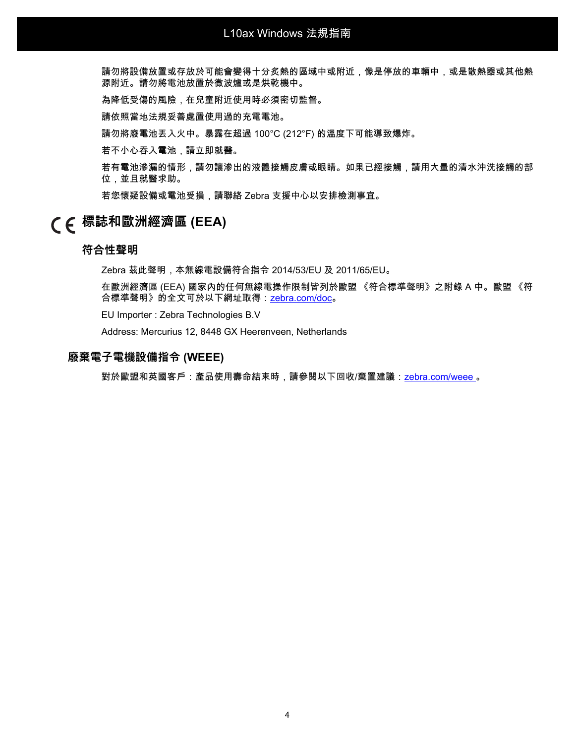請勿將設備放置或存放於可能會變得十分炙熱的區域中或附近，像是停放的車輛中，或是散熱器或其他熱源附近。請勿將電池放置於微波爐或是烘乾機中。

為降低受傷的風險，在兒童附近使用時必須密切監督。

請依照當地法規妥善處置使用過的充電電池。

請勿將廢電池丟入火中。暴露在超過 100°C (212°F) 的溫度下可能導致爆炸。

若不小心吞入電池，請立即就醫。

若有電池滲漏的情形，請勿讓滲出的液體接觸皮膚或眼睛。如果已經接觸，請用大量的清水沖洗接觸的部位，並且就醫求助。

若您懷疑設備或電池受損，請聯絡 Zebra 支援中心以安排檢測事宜。

## CE 標誌和歐洲經濟區 (EEA)

### 符合性聲明

Zebra 茲此聲明，本無線電設備符合指令 2014/53/EU 及 2011/65/EU。

在歐洲經濟區 (EEA) 國家內的任何無線電操作限制皆列於歐盟《符合標準聲明》之附錄 A 中。歐盟《符合標準聲明》的全文可於以下網址取得：zebra.com/doc。

EU Importer : Zebra Technologies B.V

Address: Mercurius 12, 8448 GX Heerenveen, Netherlands

## 廢棄電子電機設備指令 (WEEE)

對於歐盟和英國客戶：產品使用壽命結束時，請參閱以下回收/棄置建議：zebra.com/weee 。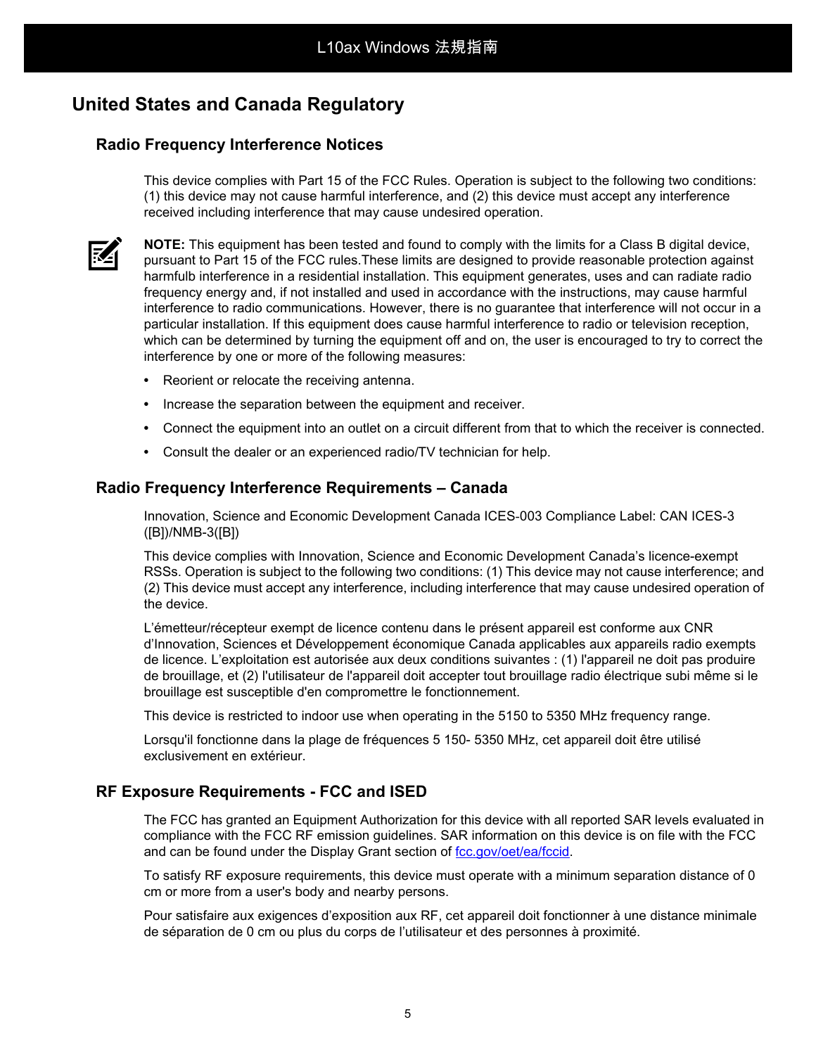# United States and Canada Regulatory

## Radio Frequency Interference Notices

This device complies with Part 15 of the FCC Rules. Operation is subject to the following two conditions: (1) this device may not cause harmful interference, and (2) this device must accept any interference received including interference that may cause undesired operation.

**NOTE:** This equipment has been tested and found to comply with the limits for a Class B digital device, pursuant to Part 15 of the FCC rules.These limits are designed to provide reasonable protection against harmfulb interference in a residential installation. This equipment generates, uses and can radiate radio frequency energy and, if not installed and used in accordance with the instructions, may cause harmful interference to radio communications. However, there is no guarantee that interference will not occur in a particular installation. If this equipment does cause harmful interference to radio or television reception, which can be determined by turning the equipment off and on, the user is encouraged to try to correct the interference by one or more of the following measures:

- Reorient or relocate the receiving antenna.
- Increase the separation between the equipment and receiver.
- Connect the equipment into an outlet on a circuit different from that to which the receiver is connected.
- Consult the dealer or an experienced radio/TV technician for help.

## Radio Frequency Interference Requirements – Canada

Innovation, Science and Economic Development Canada ICES-003 Compliance Label: CAN ICES-3 ([B])/NMB-3([B])

This device complies with Innovation, Science and Economic Development Canada's licence-exempt RSSs. Operation is subject to the following two conditions: (1) This device may not cause interference; and (2) This device must accept any interference, including interference that may cause undesired operation of the device.

L'émetteur/récepteur exempt de licence contenu dans le présent appareil est conforme aux CNR d'Innovation, Sciences et Développement économique Canada applicables aux appareils radio exempts de licence. L'exploitation est autorisée aux deux conditions suivantes : (1) l'appareil ne doit pas produire de brouillage, et (2) l'utilisateur de l'appareil doit accepter tout brouillage radio électrique subi même si le brouillage est susceptible d'en compromettre le fonctionnement.

This device is restricted to indoor use when operating in the 5150 to 5350 MHz frequency range.

Lorsqu'il fonctionne dans la plage de fréquences 5 150- 5350 MHz, cet appareil doit être utilisé exclusivement en extérieur.

## RF Exposure Requirements - FCC and ISED

The FCC has granted an Equipment Authorization for this device with all reported SAR levels evaluated in compliance with the FCC RF emission guidelines. SAR information on this device is on file with the FCC and can be found under the Display Grant section of fcc.gov/oet/ea/fccid.

To satisfy RF exposure requirements, this device must operate with a minimum separation distance of 0 cm or more from a user's body and nearby persons.

Pour satisfaire aux exigences d'exposition aux RF, cet appareil doit fonctionner à une distance minimale de séparation de 0 cm ou plus du corps de l'utilisateur et des personnes à proximité.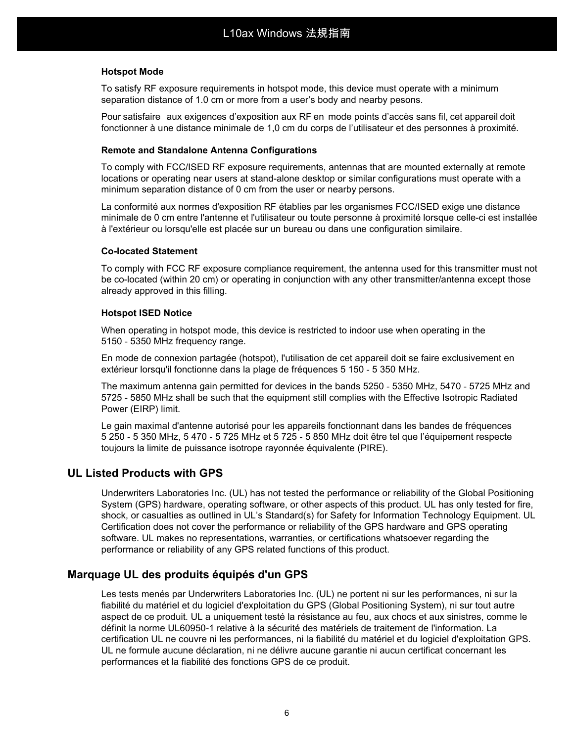### Hotspot Mode

To satisfy RF exposure requirements in hotspot mode, this device must operate with a minimum separation distance of 1.0 cm or more from a user’s body and nearby pesons.

Pour satisfaire aux exigences d’exposition aux RF en mode points d’accès sans fil, cet appareil doit fonctionner à une distance minimale de 1,0 cm du corps de l’utilisateur et des personnes à proximité.

### Remote and Standalone Antenna Configurations

To comply with FCC/ISED RF exposure requirements, antennas that are mounted externally at remote locations or operating near users at stand-alone desktop or similar configurations must operate with a minimum separation distance of 0 cm from the user or nearby persons.

La conformité aux normes d'exposition RF établies par les organismes FCC/ISED exige une distance minimale de 0 cm entre l'antenne et l'utilisateur ou toute personne à proximité lorsque celle-ci est installée à l'extérieur ou lorsqu'elle est placée sur un bureau ou dans une configuration similaire.

### Co-located Statement

To comply with FCC RF exposure compliance requirement, the antenna used for this transmitter must not be co-located (within 20 cm) or operating in conjunction with any other transmitter/antenna except those already approved in this filling.

### Hotspot ISED Notice

When operating in hotspot mode, this device is restricted to indoor use when operating in the 5150 - 5350 MHz frequency range.

En mode de connexion partagée (hotspot), l'utilisation de cet appareil doit se faire exclusivement en extérieur lorsqu'il fonctionne dans la plage de fréquences 5 150 - 5 350 MHz.

The maximum antenna gain permitted for devices in the bands 5250 - 5350 MHz, 5470 - 5725 MHz and 5725 - 5850 MHz shall be such that the equipment still complies with the Effective Isotropic Radiated Power (EIRP) limit.

Le gain maximal d'antenne autorisé pour les appareils fonctionnant dans les bandes de fréquences 5 250 - 5 350 MHz, 5 470 - 5 725 MHz et 5 725 - 5 850 MHz doit être tel que l’équipement respecte toujours la limite de puissance isotrope rayonnée équivalente (PIRE).

## UL Listed Products with GPS

Underwriters Laboratories Inc. (UL) has not tested the performance or reliability of the Global Positioning System (GPS) hardware, operating software, or other aspects of this product. UL has only tested for fire, shock, or casualties as outlined in UL’s Standard(s) for Safety for Information Technology Equipment. UL Certification does not cover the performance or reliability of the GPS hardware and GPS operating software. UL makes no representations, warranties, or certifications whatsoever regarding the performance or reliability of any GPS related functions of this product.

## Marquage UL des produits équipés d'un GPS

Les tests menés par Underwriters Laboratories Inc. (UL) ne portent ni sur les performances, ni sur la fiabilité du matériel et du logiciel d'exploitation du GPS (Global Positioning System), ni sur tout autre aspect de ce produit. UL a uniquement testé la résistance au feu, aux chocs et aux sinistres, comme le définit la norme UL60950-1 relative à la sécurité des matériels de traitement de l'information. La certification UL ne couvre ni les performances, ni la fiabilité du matériel et du logiciel d'exploitation GPS. UL ne formule aucune déclaration, ni ne délivre aucune garantie ni aucun certificat concernant les performances et la fiabilité des fonctions GPS de ce produit.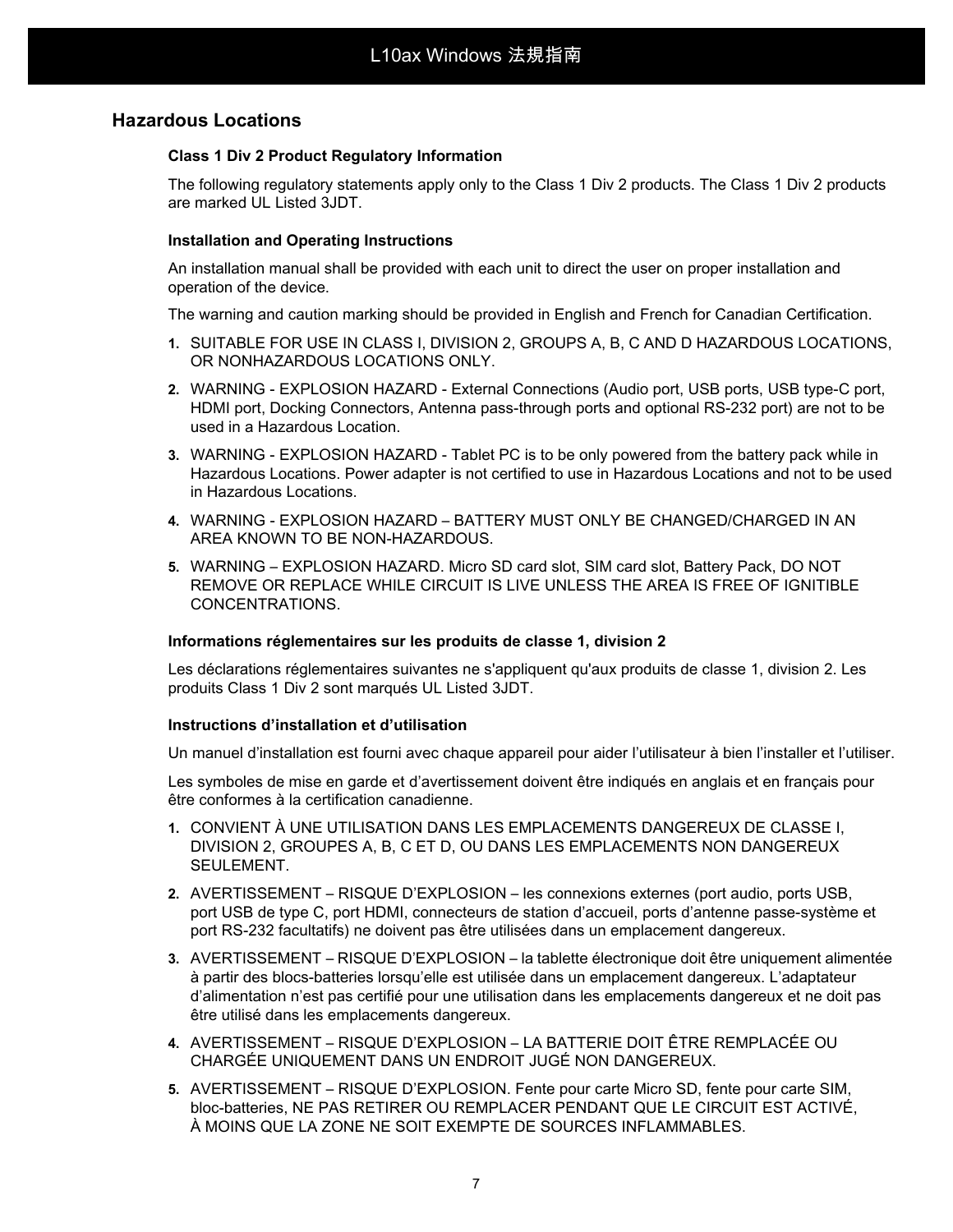## Hazardous Locations

### Class 1 Div 2 Product Regulatory Information

The following regulatory statements apply only to the Class 1 Div 2 products. The Class 1 Div 2 products are marked UL Listed 3JDT.

### Installation and Operating Instructions

An installation manual shall be provided with each unit to direct the user on proper installation and operation of the device.

The warning and caution marking should be provided in English and French for Canadian Certification.

1. SUITABLE FOR USE IN CLASS I, DIVISION 2, GROUPS A, B, C AND D HAZARDOUS LOCATIONS, OR NONHAZARDOUS LOCATIONS ONLY.
2. WARNING - EXPLOSION HAZARD - External Connections (Audio port, USB ports, USB type-C port, HDMI port, Docking Connectors, Antenna pass-through ports and optional RS-232 port) are not to be used in a Hazardous Location.
3. WARNING - EXPLOSION HAZARD - Tablet PC is to be only powered from the battery pack while in Hazardous Locations. Power adapter is not certified to use in Hazardous Locations and not to be used in Hazardous Locations.
4. WARNING - EXPLOSION HAZARD – BATTERY MUST ONLY BE CHANGED/CHARGED IN AN AREA KNOWN TO BE NON-HAZARDOUS.
5. WARNING – EXPLOSION HAZARD. Micro SD card slot, SIM card slot, Battery Pack, DO NOT REMOVE OR REPLACE WHILE CIRCUIT IS LIVE UNLESS THE AREA IS FREE OF IGNITIBLE CONCENTRATIONS.

### Informations réglementaires sur les produits de classe 1, division 2

Les déclarations réglementaires suivantes ne s'appliquent qu'aux produits de classe 1, division 2. Les produits Class 1 Div 2 sont marqués UL Listed 3JDT.

### Instructions d'installation et d'utilisation

Un manuel d'installation est fourni avec chaque appareil pour aider l'utilisateur à bien l'installer et l'utiliser.

Les symboles de mise en garde et d'avertissement doivent être indiqués en anglais et en français pour être conformes à la certification canadienne.

1. CONVIENT À UNE UTILISATION DANS LES EMPLACEMENTS DANGEREUX DE CLASSE I, DIVISION 2, GROUPES A, B, C ET D, OU DANS LES EMPLACEMENTS NON DANGEREUX SEULEMENT.
2. AVERTISSEMENT – RISQUE D'EXPLOSION – les connexions externes (port audio, ports USB, port USB de type C, port HDMI, connecteurs de station d'accueil, ports d'antenne passe-système et port RS-232 facultatifs) ne doivent pas être utilisées dans un emplacement dangereux.
3. AVERTISSEMENT – RISQUE D'EXPLOSION – la tablette électronique doit être uniquement alimentée à partir des blocs-batteries lorsqu'elle est utilisée dans un emplacement dangereux. L'adaptateur d'alimentation n'est pas certifié pour une utilisation dans les emplacements dangereux et ne doit pas être utilisé dans les emplacements dangereux.
4. AVERTISSEMENT – RISQUE D'EXPLOSION – LA BATTERIE DOIT ÊTRE REMPLACÉE OU CHARGÉE UNIQUEMENT DANS UN ENDROIT JUGÉ NON DANGEREUX.
5. AVERTISSEMENT – RISQUE D'EXPLOSION. Fente pour carte Micro SD, fente pour carte SIM, bloc-batteries, NE PAS RETIRER OU REMPLACER PENDANT QUE LE CIRCUIT EST ACTIVÉ, À MOINS QUE LA ZONE NE SOIT EXEMPTE DE SOURCES INFLAMMABLES.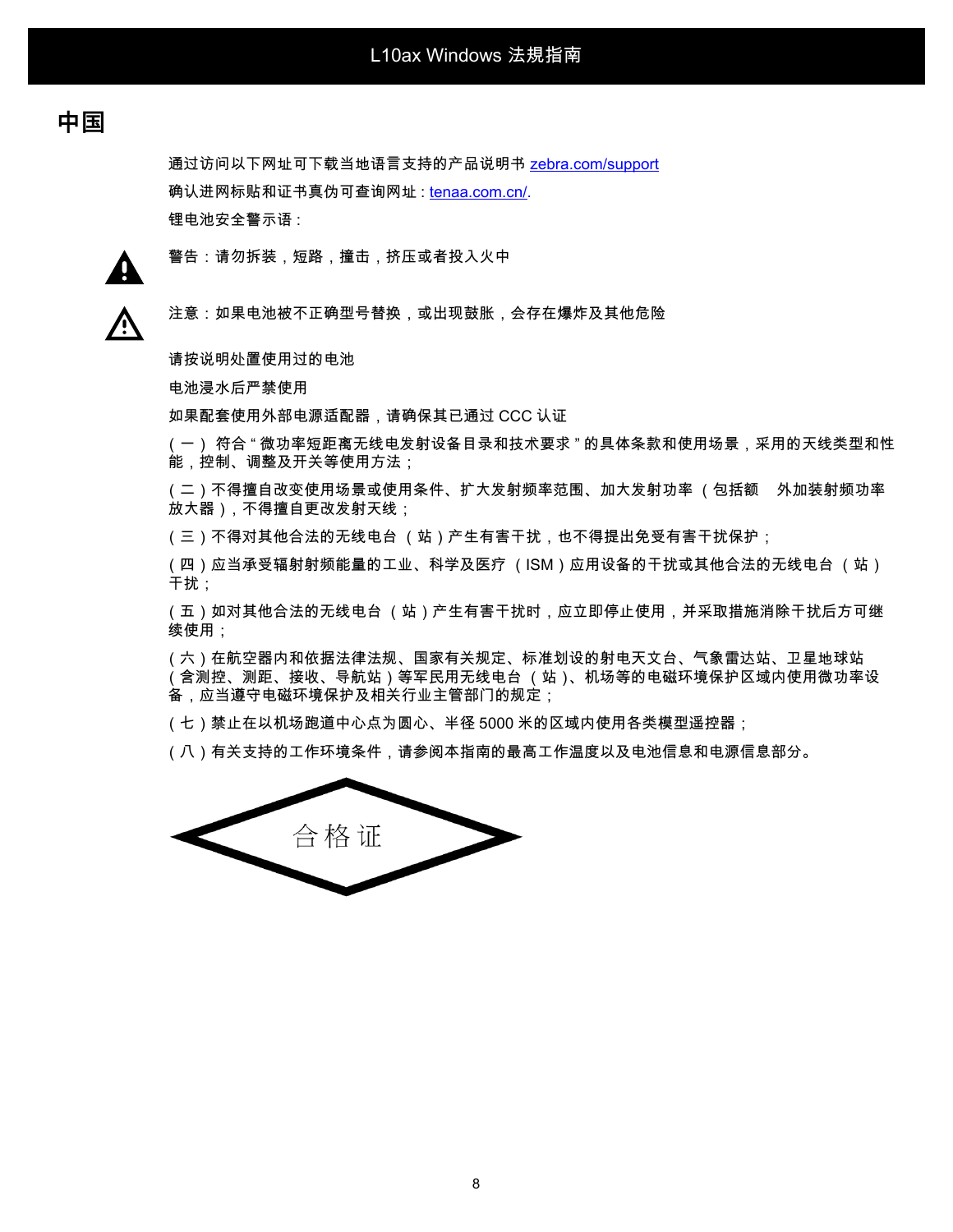# 中国

通过访问以下网址可下载当地语言支持的产品说明书 zebra.com/support

确认进网标贴和证书真伪可查询网址：tenaa.com.cn/.

锂电池安全警示语：

警告：请勿拆装，短路，撞击，挤压或者投入火中

注意：如果电池被不正确型号替换，或出现鼓胀，会存在爆炸及其他危险

请按说明处置使用过的电池

电池浸水后严禁使用

如果配套使用外部电源适配器，请确保其已通过 CCC 认证

（一） 符合 " 微功率短距离无线电发射设备目录和技术要求 " 的具体条款和使用场景，采用的天线类型和性能，控制、调整及开关等使用方法；

（二）不得擅自改变使用场景或使用条件、扩大发射频率范围、加大发射功率 （包括额　外加装射频功率放大器），不得擅自更改发射天线；

（三）不得对其他合法的无线电台 （站）产生有害干扰，也不得提出免受有害干扰保护；

（四）应当承受辐射射频能量的工业、科学及医疗 （ISM）应用设备的干扰或其他合法的无线电台 （站）干扰；

（五）如对其他合法的无线电台 （站）产生有害干扰时，应立即停止使用，并采取措施消除干扰后方可继续使用；

（六）在航空器内和依据法律法规、国家有关规定、标准划设的射电天文台、气象雷达站、卫星地球站（含测控、测距、接收、导航站）等军民用无线电台 （站）、机场等的电磁环境保护区域内使用微功率设备，应当遵守电磁环境保护及相关行业主管部门的规定；

（七）禁止在以机场跑道中心点为圆心、半径 5000 米的区域内使用各类模型遥控器；

（八）有关支持的工作环境条件，请参阅本指南的最高工作温度以及电池信息和电源信息部分。

合格证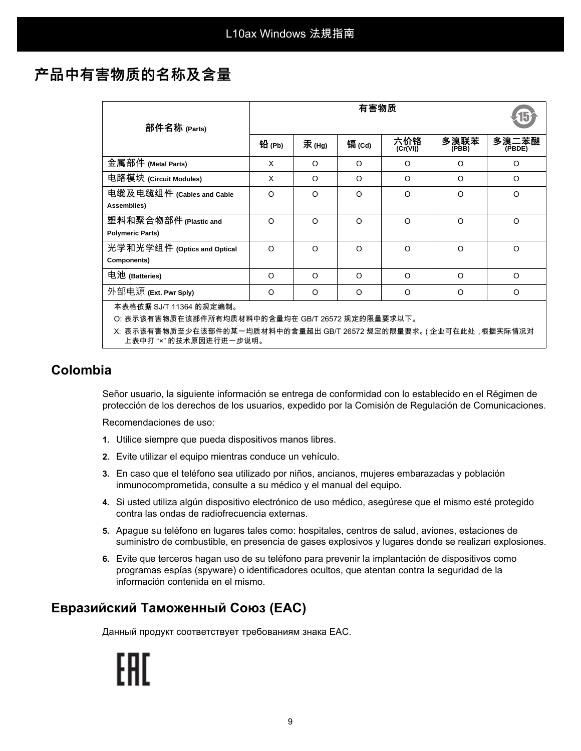# 产品中有害物质的名称及含量

| 部件名称 (Parts) | 有害物质 | | | | | |
|---|---|---|---|---|---|---|
| | 铅 (Pb) | 汞 (Hg) | 镉 (Cd) | 六价铬 (Cr(VI)) | 多溴联苯 (PBB) | 多溴二苯醚 (PBDE) |
| 金属部件 (Metal Parts) | X | O | O | O | O | O |
| 电路模块 (Circuit Modules) | X | O | O | O | O | O |
| 电缆及电缆组件 (Cables and Cable Assemblies) | O | O | O | O | O | O |
| 塑料和聚合物部件 (Plastic and Polymeric Parts) | O | O | O | O | O | O |
| 光学和光学组件 (Optics and Optical Components) | O | O | O | O | O | O |
| 电池 (Batteries) | O | O | O | O | O | O |
| 外部电源 (Ext. Pwr Sply) | O | O | O | O | O | O |

本表格依据 SJ/T 11364 的规定编制。

O: 表示该有害物质在该部件所有均质材料中的含量均在 GB/T 26572 规定的限量要求以下。

X: 表示该有害物质至少在该部件的某一均质材料中的含量超出 GB/T 26572 规定的限量要求。( 企业可在此处 , 根据实际情况对上表中打 "×" 的技术原因进行进一步说明。

## Colombia

Señor usuario, la siguiente información se entrega de conformidad con lo establecido en el Régimen de protección de los derechos de los usuarios, expedido por la Comisión de Regulación de Comunicaciones.

Recomendaciones de uso:

1. Utilice siempre que pueda dispositivos manos libres.
2. Evite utilizar el equipo mientras conduce un vehículo.
3. En caso que el teléfono sea utilizado por niños, ancianos, mujeres embarazadas y población inmunocomprometida, consulte a su médico y el manual del equipo.
4. Si usted utiliza algún dispositivo electrónico de uso médico, asegúrese que el mismo esté protegido contra las ondas de radiofrecuencia externas.
5. Apague su teléfono en lugares tales como: hospitales, centros de salud, aviones, estaciones de suministro de combustible, en presencia de gases explosivos y lugares donde se realizan explosiones.
6. Evite que terceros hagan uso de su teléfono para prevenir la implantación de dispositivos como programas espías (spyware) o identificadores ocultos, que atentan contra la seguridad de la información contenida en el mismo.

## Евразийский Таможенный Союз (EAC)

Данный продукт соответствует требованиям знака EAC.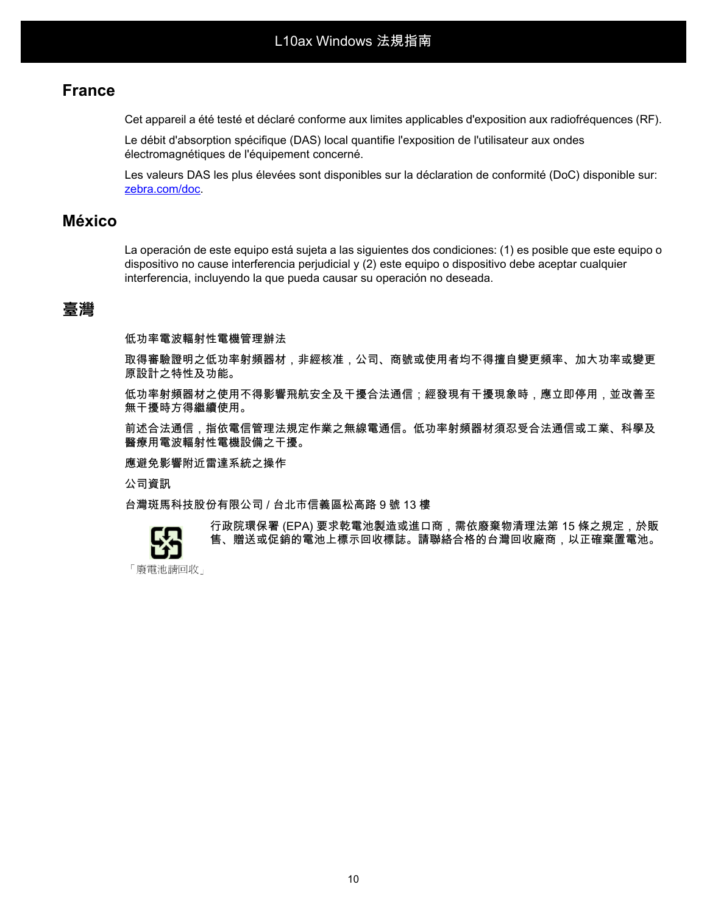## France

Cet appareil a été testé et déclaré conforme aux limites applicables d'exposition aux radiofréquences (RF).

Le débit d'absorption spécifique (DAS) local quantifie l'exposition de l'utilisateur aux ondes électromagnétiques de l'équipement concerné.

Les valeurs DAS les plus élevées sont disponibles sur la déclaration de conformité (DoC) disponible sur: zebra.com/doc.

## México

La operación de este equipo está sujeta a las siguientes dos condiciones: (1) es posible que este equipo o dispositivo no cause interferencia perjudicial y (2) este equipo o dispositivo debe aceptar cualquier interferencia, incluyendo la que pueda causar su operación no deseada.

## 臺灣

低功率電波輻射性電機管理辦法

取得審驗證明之低功率射頻器材，非經核准，公司、商號或使用者均不得擅自變更頻率、加大功率或變更原設計之特性及功能。

低功率射頻器材之使用不得影響飛航安全及干擾合法通信；經發現有干擾現象時，應立即停用，並改善至無干擾時方得繼續使用。

前述合法通信，指依電信管理法規定作業之無線電通信。低功率射頻器材須忍受合法通信或工業、科學及醫療用電波輻射性電機設備之干擾。

應避免影響附近雷達系統之操作

公司資訊

台灣斑馬科技股份有限公司 / 台北市信義區松高路 9 號 13 樓

行政院環保署 (EPA) 要求乾電池製造或進口商，需依廢棄物清理法第 15 條之規定，於販售、贈送或促銷的電池上標示回收標誌。請聯絡合格的台灣回收廠商，以正確棄置電池。

「廢電池請回收」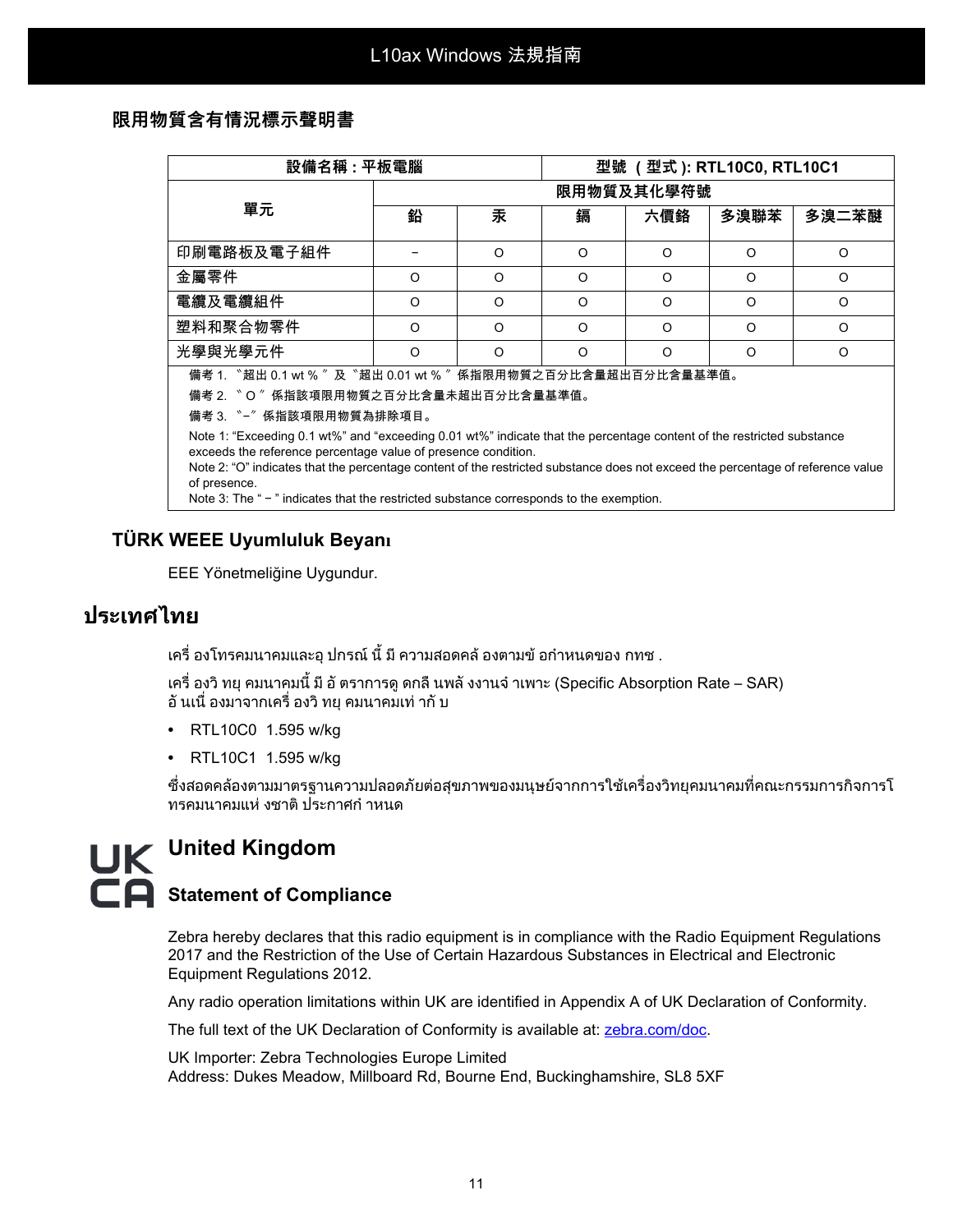## 限用物質含有情況標示聲明書

| 設備名稱：平板電腦 | | | 型號 （型式）: RTL10C0, RTL10C1 | | | |
|---|---|---|---|---|---|---|
| 單元 | 限用物質及其化學符號 | | | | | |
| | 鉛 | 汞 | 鎘 | 六價鉻 | 多溴聯苯 | 多溴二苯醚 |
| 印刷電路板及電子組件 | − | O | O | O | O | O |
| 金屬零件 | O | O | O | O | O | O |
| 電纜及電纜組件 | O | O | O | O | O | O |
| 塑料和聚合物零件 | O | O | O | O | O | O |
| 光學與光學元件 | O | O | O | O | O | O |

備考 1. 〝超出 0.1 wt %〞及〝超出 0.01 wt %〞係指限用物質之百分比含量超出百分比含量基準值。

備考 2. 〝O〞係指該項限用物質之百分比含量未超出百分比含量基準值。

備考 3. 〝−〞係指該項限用物質為排除項目。

Note 1: “Exceeding 0.1 wt%” and “exceeding 0.01 wt%” indicate that the percentage content of the restricted substance exceeds the reference percentage value of presence condition.

Note 2: “O” indicates that the percentage content of the restricted substance does not exceed the percentage of reference value of presence.

Note 3: The “ − ” indicates that the restricted substance corresponds to the exemption.

## TÜRK WEEE Uyumluluk Beyanı

EEE Yönetmeliğine Uygundur.

# ประเทศไทย

เครื่ องโทรคมนาคมและอุ ปกรณ์ นี้ มี ความสอดคล้ องตามข้ อกำหนดของ กทช .

เครื่ องวิ ทยุ คมนาคมนี้ มี อั ตราการดู ดกลื นพลั งงานจำเพาะ (Specific Absorption Rate – SAR) อั นเนื่ องมาจากเครื่ องวิ ทยุ คมนาคมเท่ ากั บ

- RTL10C0 1.595 w/kg
- RTL10C1 1.595 w/kg

ซึ่งสอดคล้องตามมาตรฐานความปลอดภัยต่อสุขภาพของมนุษย์จากการใช้เครื่องวิทยุคมนาคมที่คณะกรรมการกิจการโทรคมนาคมแห่ งชาติ ประกาศกำ หนด

## United Kingdom

### Statement of Compliance

Zebra hereby declares that this radio equipment is in compliance with the Radio Equipment Regulations 2017 and the Restriction of the Use of Certain Hazardous Substances in Electrical and Electronic Equipment Regulations 2012.

Any radio operation limitations within UK are identified in Appendix A of UK Declaration of Conformity.

The full text of the UK Declaration of Conformity is available at: zebra.com/doc.

UK Importer: Zebra Technologies Europe Limited
Address: Dukes Meadow, Millboard Rd, Bourne End, Buckinghamshire, SL8 5XF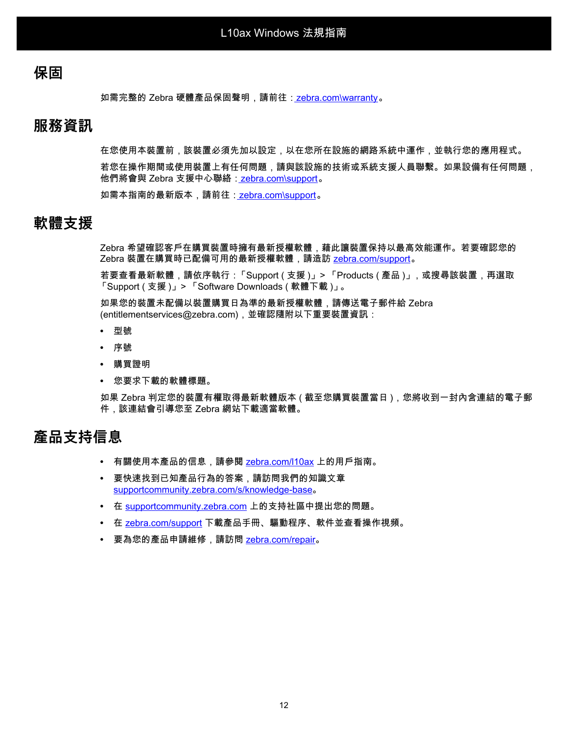## 保固

如需完整的 Zebra 硬體產品保固聲明，請前往：zebra.com\warranty。

## 服務資訊

在您使用本裝置前，該裝置必須先加以設定，以在您所在設施的網路系統中運作，並執行您的應用程式。

若您在操作期間或使用裝置上有任何問題，請與該設施的技術或系統支援人員聯繫。如果設備有任何問題，他們將會與 Zebra 支援中心聯絡：zebra.com\support。

如需本指南的最新版本，請前往：zebra.com\support。

## 軟體支援

Zebra 希望確認客戶在購買裝置時擁有最新授權軟體，藉此讓裝置保持以最高效能運作。若要確認您的 Zebra 裝置在購買時已配備可用的最新授權軟體，請造訪 zebra.com/support。

若要查看最新軟體，請依序執行：「Support ( 支援 )」> 「Products ( 產品 )」，或搜尋該裝置，再選取「Support ( 支援 )」> 「Software Downloads ( 軟體下載 )」。

如果您的裝置未配備以裝置購買日為準的最新授權軟體，請傳送電子郵件給 Zebra (entitlementservices@zebra.com)，並確認隨附以下重要裝置資訊：

- 型號
- 序號
- 購買證明
- 您要求下載的軟體標題。

如果 Zebra 判定您的裝置有權取得最新軟體版本 ( 截至您購買裝置當日 )，您將收到一封內含連結的電子郵件，該連結會引導您至 Zebra 網站下載適當軟體。

## 產品支持信息

- 有關使用本產品的信息，請參閱 zebra.com/l10ax 上的用戶指南。
- 要快速找到已知產品行為的答案，請訪問我們的知識文章 supportcommunity.zebra.com/s/knowledge-base。
- 在 supportcommunity.zebra.com 上的支持社區中提出您的問題。
- 在 zebra.com/support 下載產品手冊、驅動程序、軟件並查看操作視頻。
- 要為您的產品申請維修，請訪問 zebra.com/repair。